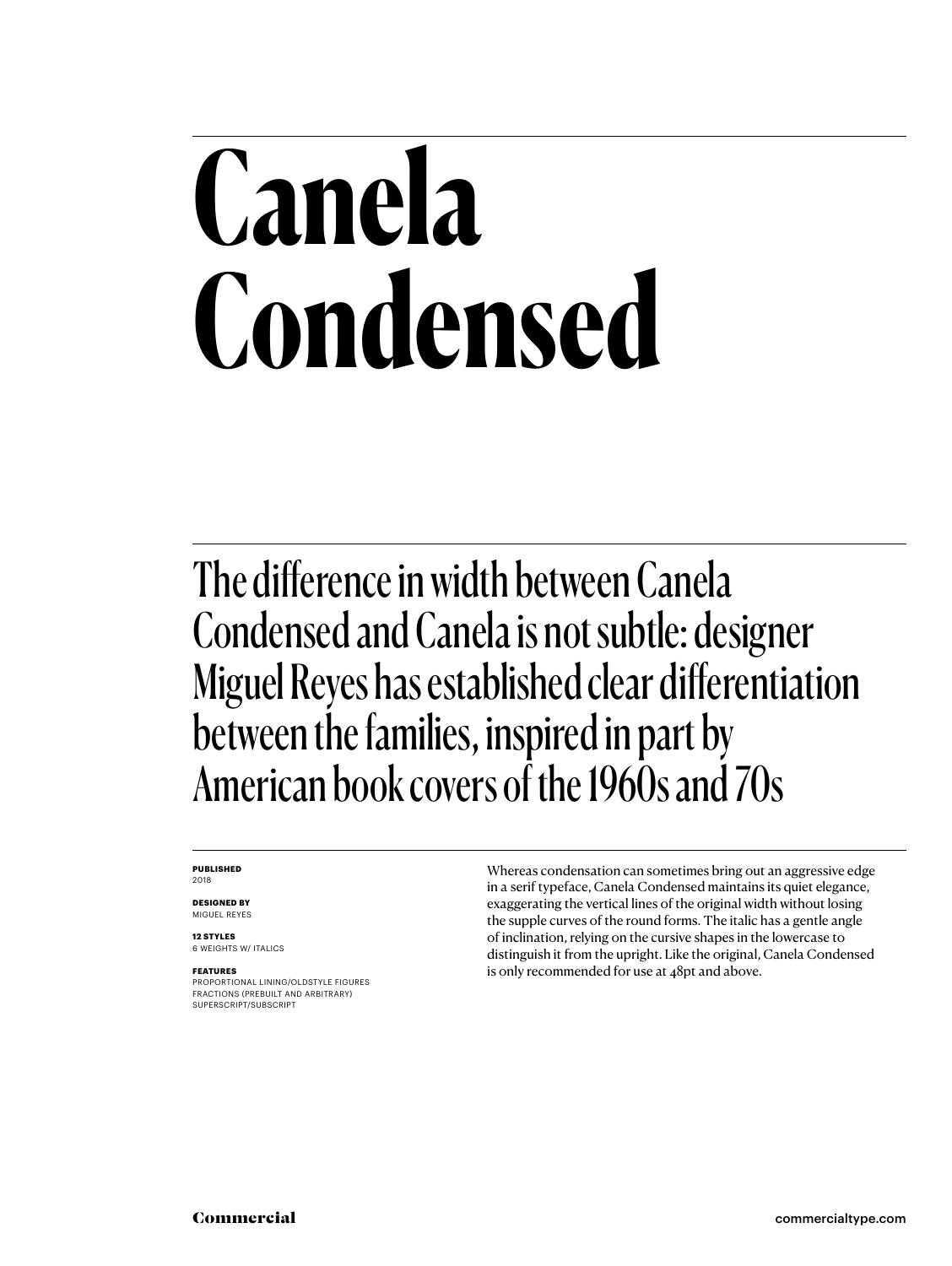# Canela Condensed

The difference in width between Canela Condensed and Canela is not subtle: designer Miguel Reyes has established clear differentiation between the families, inspired in part by American book covers of the 1960s and 70s

**PUBLISHED**
2018

**DESIGNED BY**
MIGUEL REYES

**12 STYLES**
6 WEIGHTS W/ ITALICS

**FEATURES**
PROPORTIONAL LINING/OLDSTYLE FIGURES
FRACTIONS (PREBUILT AND ARBITRARY)
SUPERSCRIPT/SUBSCRIPT

Whereas condensation can sometimes bring out an aggressive edge in a serif typeface, Canela Condensed maintains its quiet elegance, exaggerating the vertical lines of the original width without losing the supple curves of the round forms. The italic has a gentle angle of inclination, relying on the cursive shapes in the lowercase to distinguish it from the upright. Like the original, Canela Condensed is only recommended for use at 48pt and above.

Commercial

commercialtype.com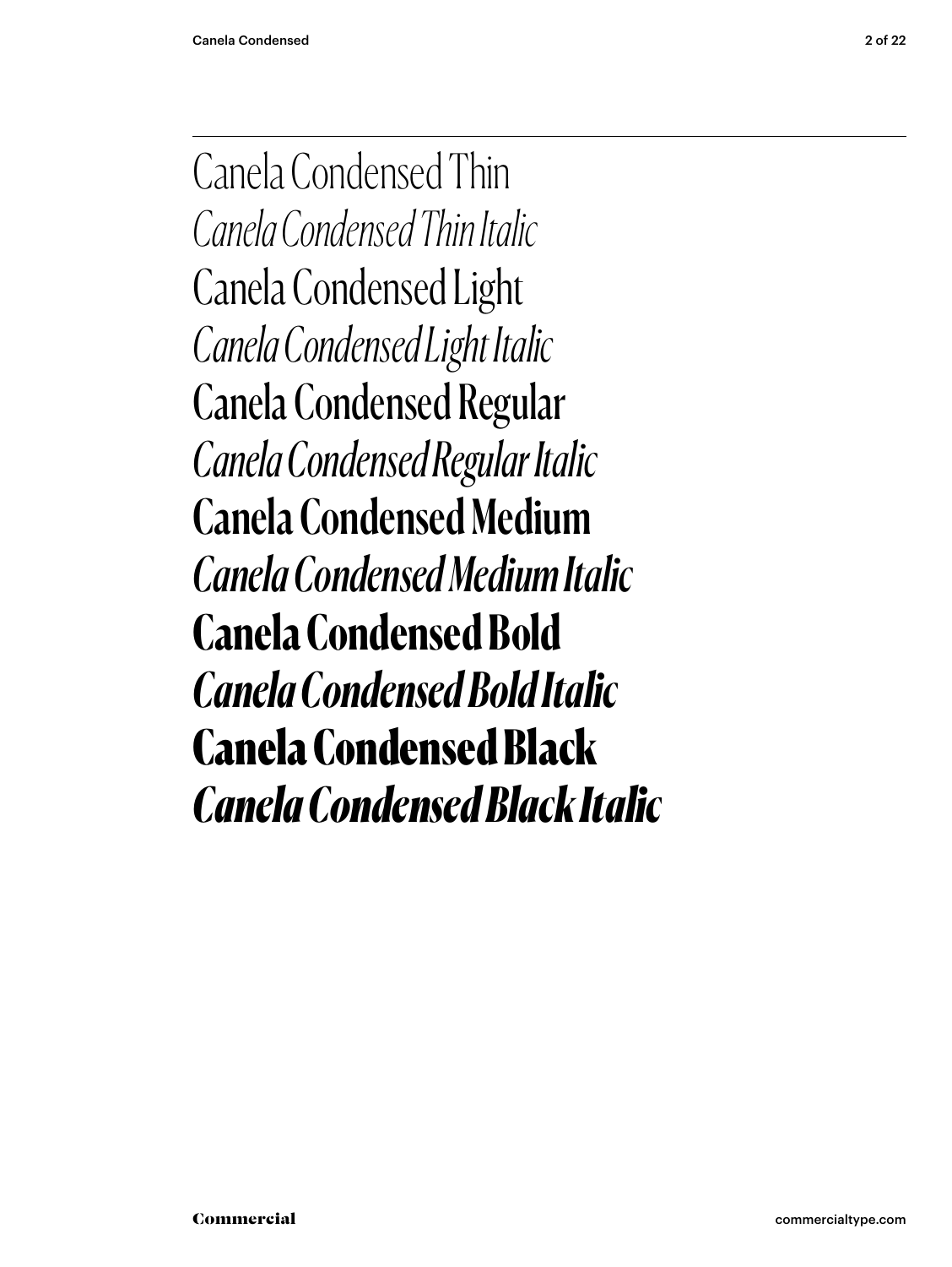Canela Condensed Thin

*Canela Condensed Thin Italic*

Canela Condensed Light

*Canela Condensed Light Italic*

Canela Condensed Regular

*Canela Condensed Regular Italic*

**Canela Condensed Medium**

***Canela Condensed Medium Italic***

**Canela Condensed Bold**

***Canela Condensed Bold Italic***

**Canela Condensed Black**

***Canela Condensed Black Italic***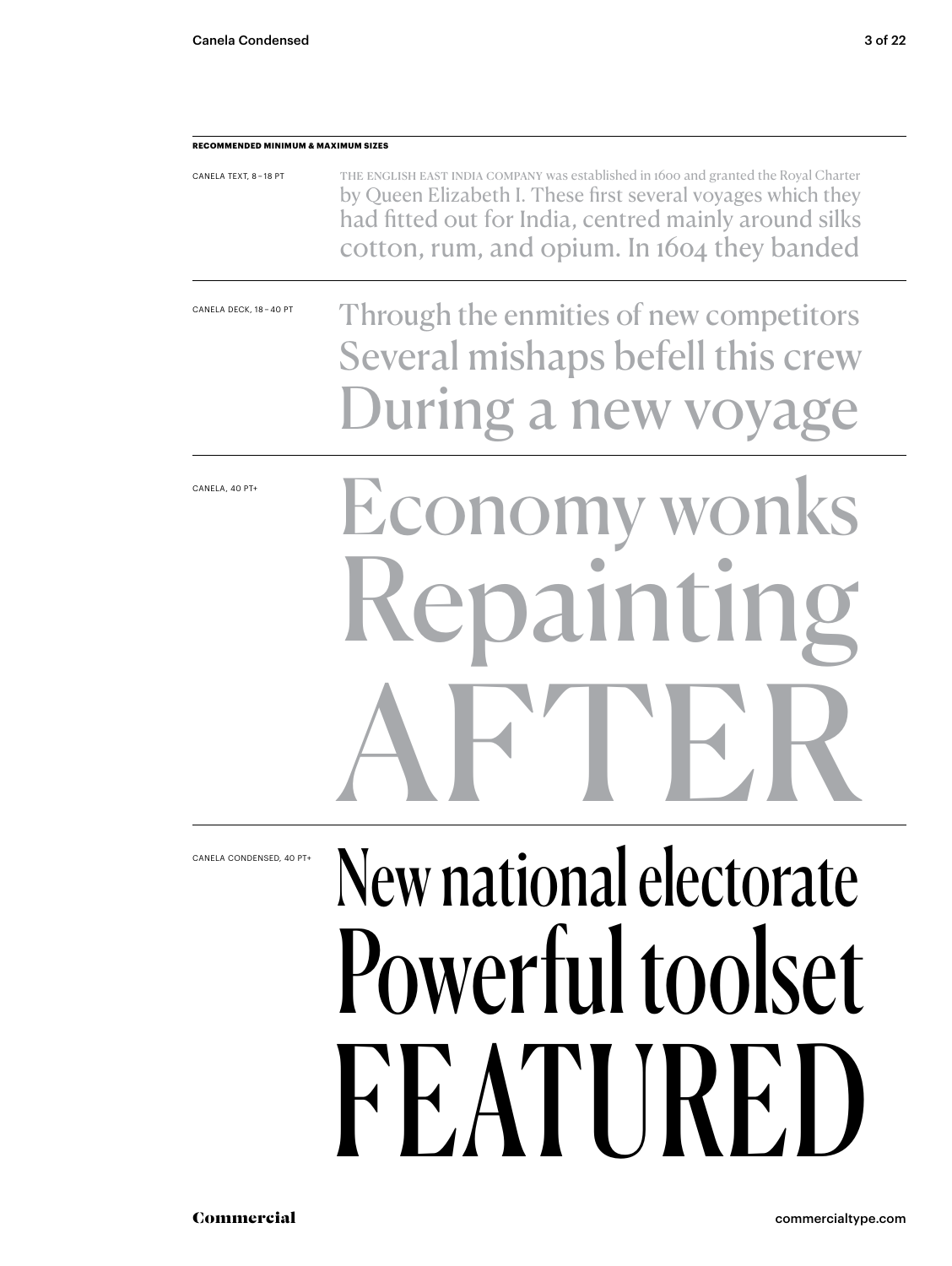**RECOMMENDED MINIMUM & MAXIMUM SIZES**

CANELA TEXT, 8 – 18 PT

THE ENGLISH EAST INDIA COMPANY was established in 1600 and granted the Royal Charter by Queen Elizabeth I. These first several voyages which they had fitted out for India, centred mainly around silks cotton, rum, and opium. In 1604 they banded

CANELA DECK, 18 – 40 PT

Through the enmities of new competitors
Several mishaps befell this crew
During a new voyage

CANELA, 40 PT+

Economy wonks
Repainting
AFTER

CANELA CONDENSED, 40 PT+

New national electorate
Powerful toolset
FEATURED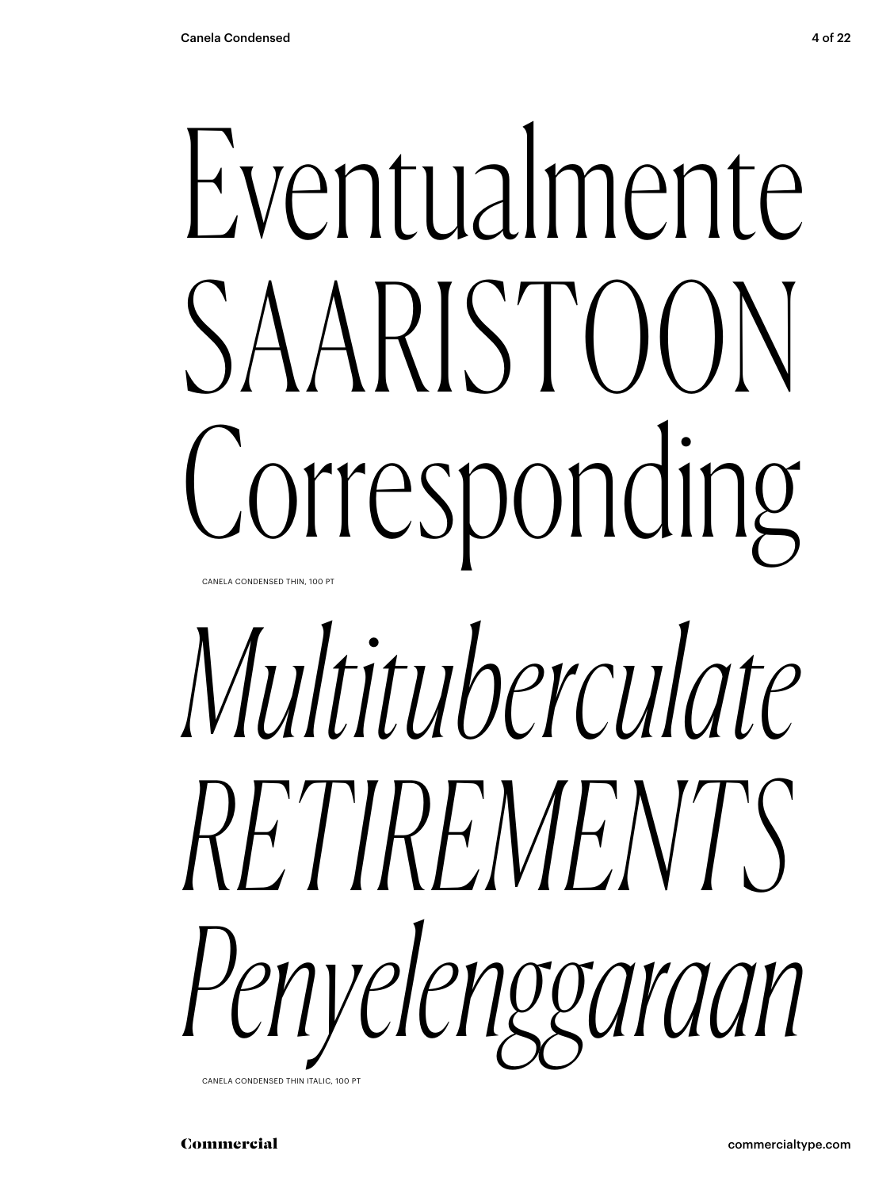Eventualmente
SAARISTOON
Corresponding

CANELA CONDENSED THIN, 100 PT

*Multituberculate*
*RETIREMENTS*
*Penyelenggaraan*

CANELA CONDENSED THIN ITALIC, 100 PT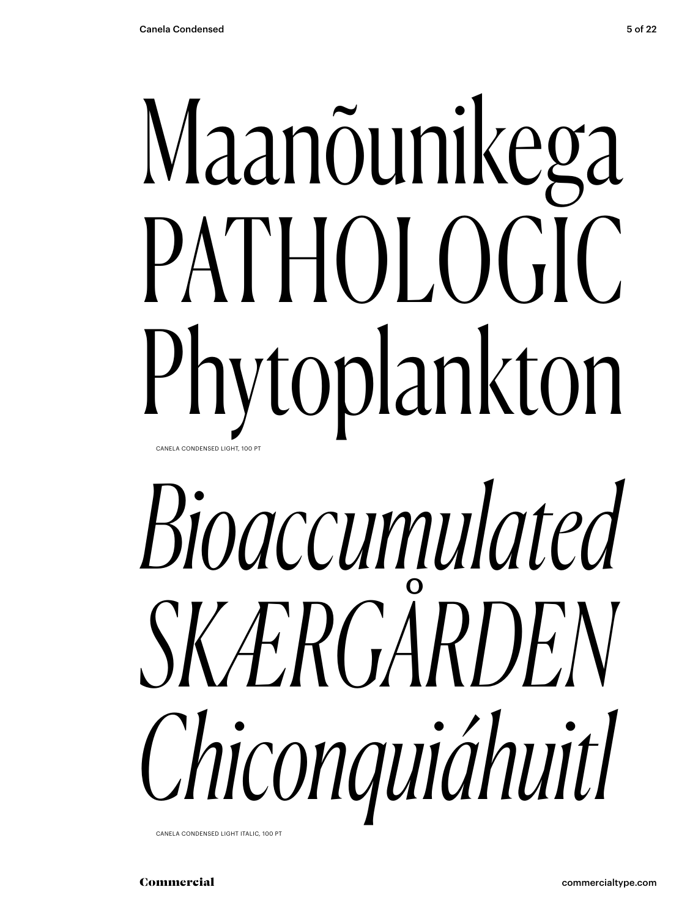Maanõunikega
PATHOLOGIC
Phytoplankton

CANELA CONDENSED LIGHT, 100 PT

*Bioaccumulated*
*SKÆRGÅRDEN*
*Chiconquiáhuitl*

CANELA CONDENSED LIGHT ITALIC, 100 PT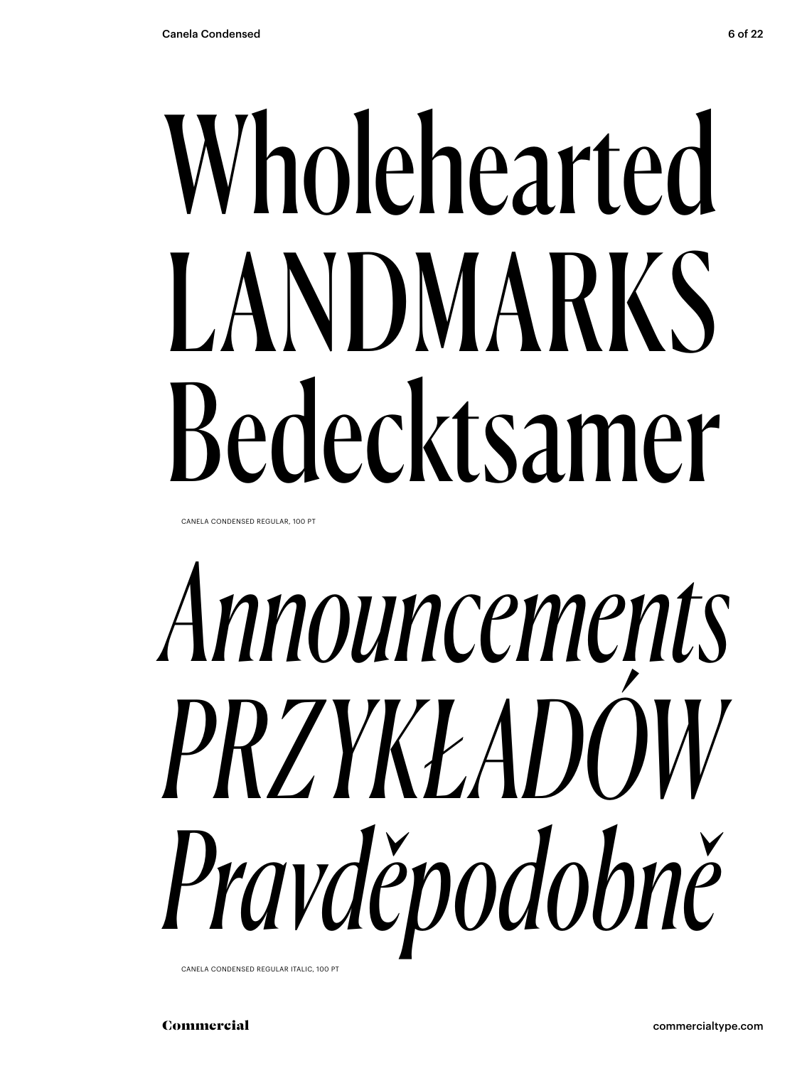Wholehearted
LANDMARKS
Bedecktsamer

CANELA CONDENSED REGULAR, 100 PT

*Announcements*
*PRZYKŁADÓW*
*Pravděpodobně*

CANELA CONDENSED REGULAR ITALIC, 100 PT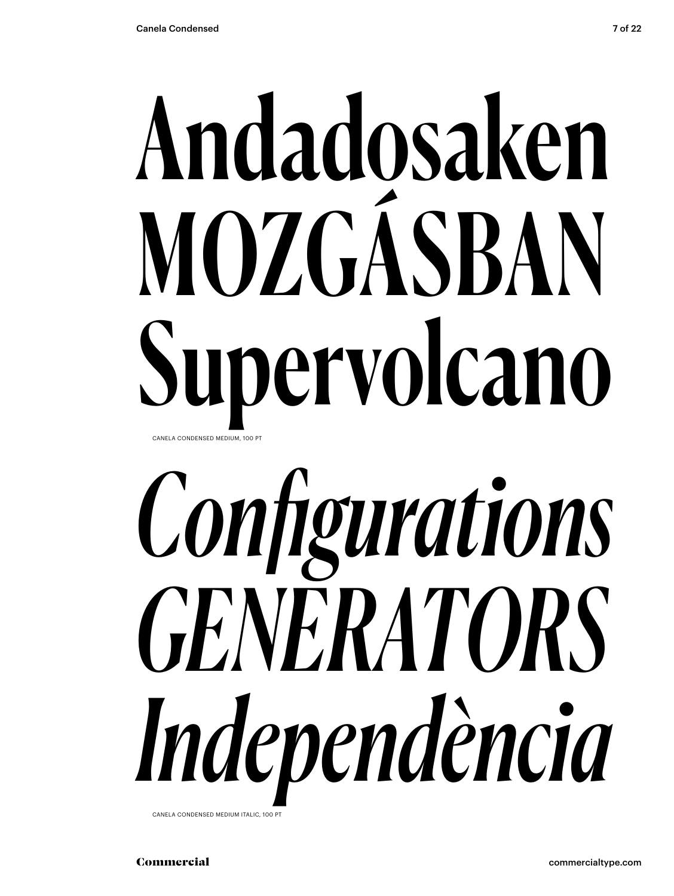# Andadosaken
# MOZGÁSBAN
# Supervolcano

CANELA CONDENSED MEDIUM, 100 PT

# *Configurations*
# *GENERATORS*
# *Independència*

CANELA CONDENSED MEDIUM ITALIC, 100 PT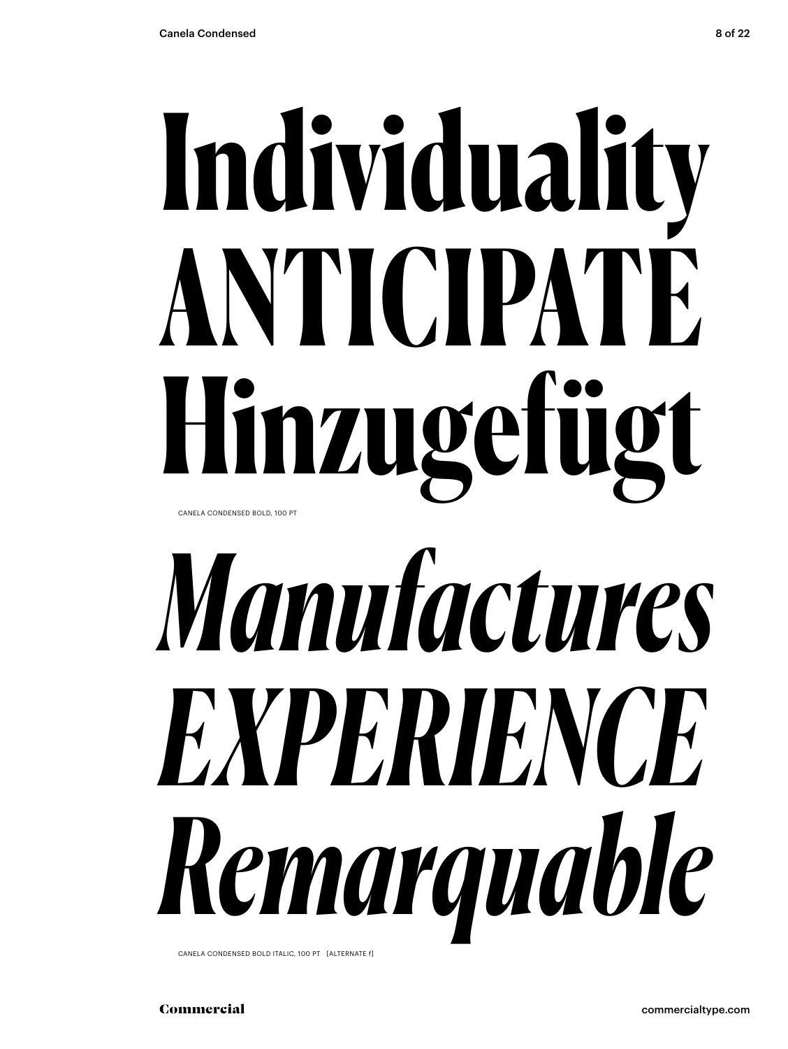# Individuality ANTICIPATE Hinzugefügt

CANELA CONDENSED BOLD, 100 PT

# *Manufactures EXPERIENCE Remarquable*

CANELA CONDENSED BOLD ITALIC, 100 PT [ALTERNATE f]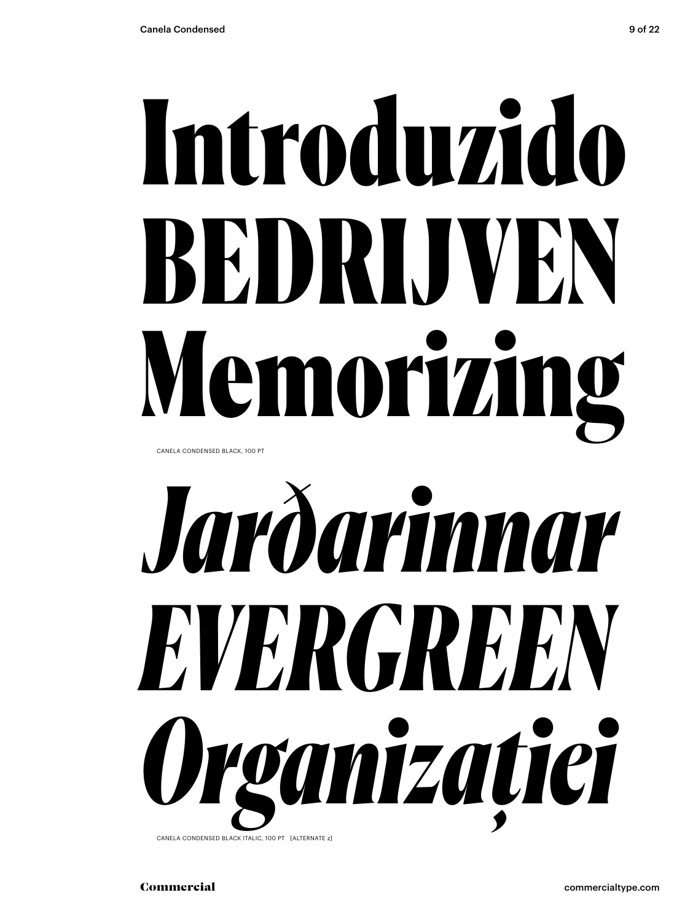# Introduzido
# BEDRIJVEN
# Memorizing

CANELA CONDENSED BLACK, 100 PT

# *Jarðarinnar*
# *EVERGREEN*
# *Organizației*

CANELA CONDENSED BLACK ITALIC, 100 PT [ALTERNATE z]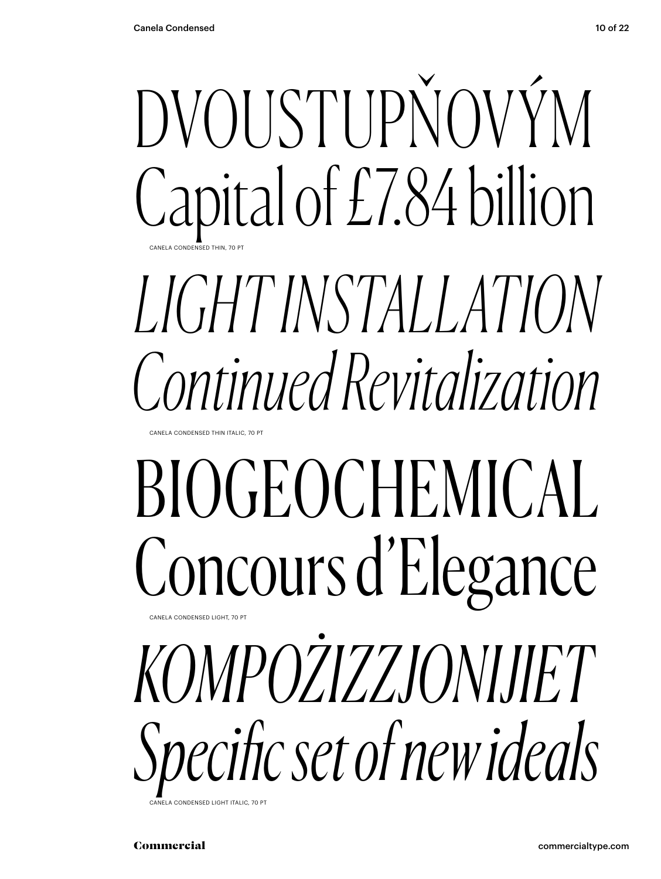DVOUSTUPŇOVÝM
Capital of £7.84 billion

CANELA CONDENSED THIN, 70 PT

*LIGHT INSTALLATION*
*Continued Revitalization*

CANELA CONDENSED THIN ITALIC, 70 PT

BIOGEOCHEMICAL
Concours d'Elegance

CANELA CONDENSED LIGHT, 70 PT

*KOMPOŻIZZJONIJIET*
*Specific set of new ideals*

CANELA CONDENSED LIGHT ITALIC, 70 PT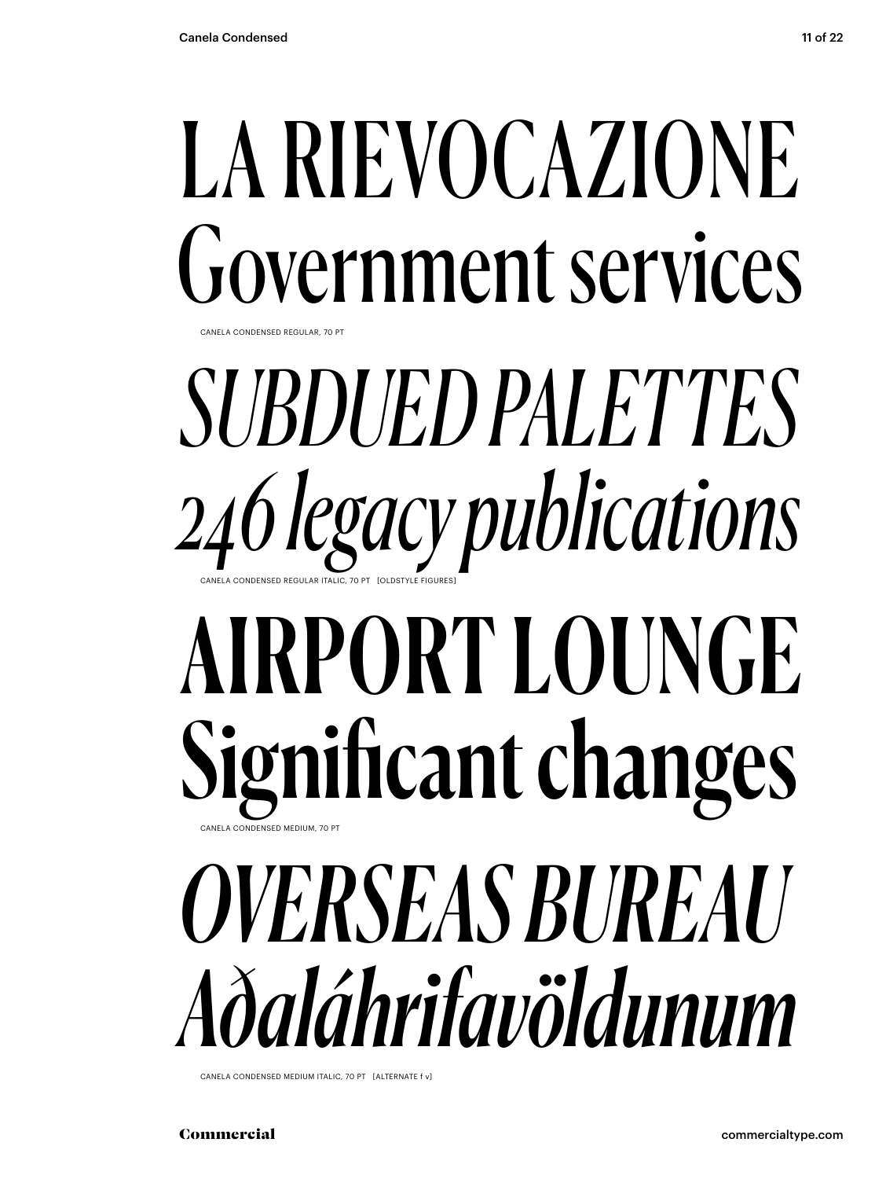LA RIEVOCAZIONE
Government services

CANELA CONDENSED REGULAR, 70 PT

*SUBDUED PALETTES*
*246 legacy publications*

CANELA CONDENSED REGULAR ITALIC, 70 PT [OLDSTYLE FIGURES]

**AIRPORT LOUNGE**
**Significant changes**

CANELA CONDENSED MEDIUM, 70 PT

***OVERSEAS BUREAU***
***Aðaláhrifavöldunum***

CANELA CONDENSED MEDIUM ITALIC, 70 PT [ALTERNATE f v]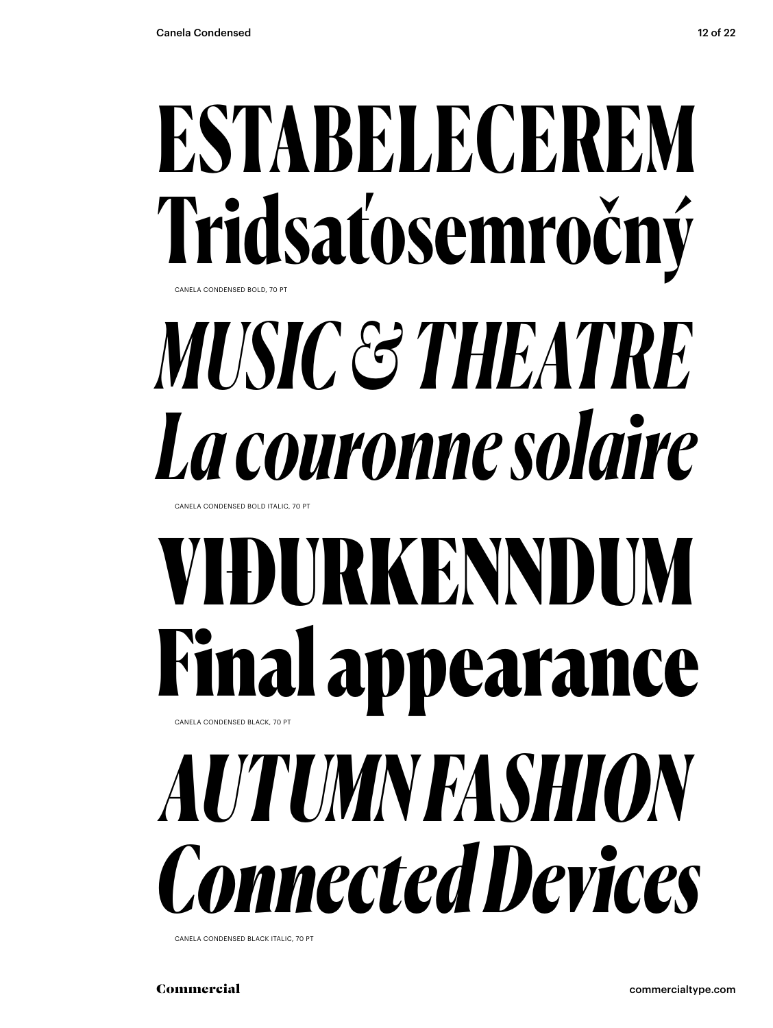**ESTABELECEREM**
**Tridsaťosemročný**

CANELA CONDENSED BOLD, 70 PT

***MUSIC & THEATRE***
***La couronne solaire***

CANELA CONDENSED BOLD ITALIC, 70 PT

**VIĐURKENNDUM**
**Final appearance**

CANELA CONDENSED BLACK, 70 PT

***AUTUMN FASHION***
***Connected Devices***

CANELA CONDENSED BLACK ITALIC, 70 PT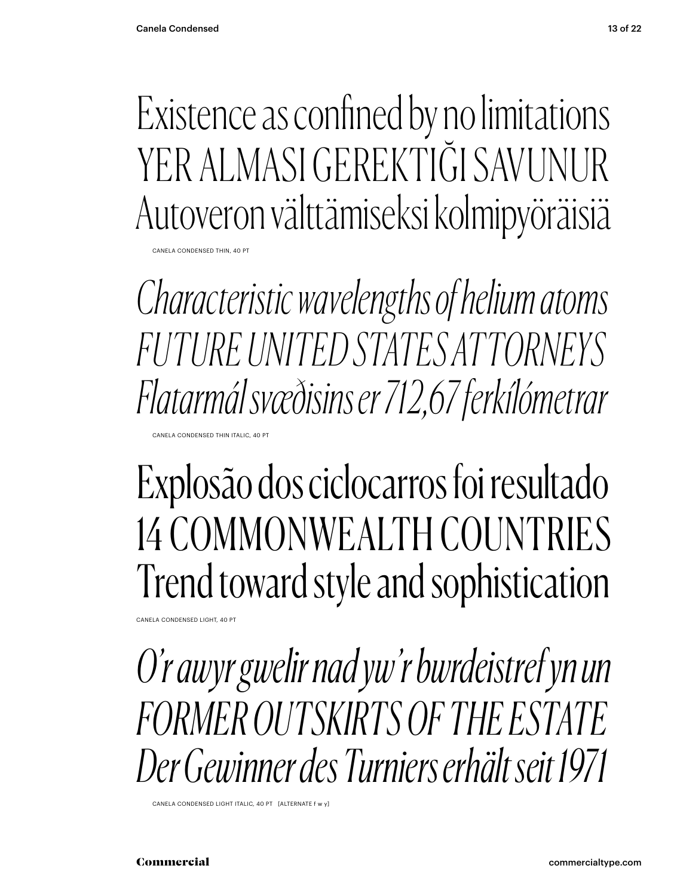Existence as confined by no limitations
YER ALMASI GEREKTIĞI SAVUNUR
Autoveron välttämiseksi kolmipyöräisiä

CANELA CONDENSED THIN, 40 PT

*Characteristic wavelengths of helium atoms*
*FUTURE UNITED STATES ATTORNEYS*
*Flatarmál svæðisins er 712,67 ferkílómetrar*

CANELA CONDENSED THIN ITALIC, 40 PT

Explosão dos ciclocarros foi resultado
14 COMMONWEALTH COUNTRIES
Trend toward style and sophistication

CANELA CONDENSED LIGHT, 40 PT

*O'r awyr gwelir nad yw'r bwrdeistref yn un*
*FORMER OUTSKIRTS OF THE ESTATE*
*Der Gewinner des Turniers erhält seit 1971*

CANELA CONDENSED LIGHT ITALIC, 40 PT [ALTERNATE f w y]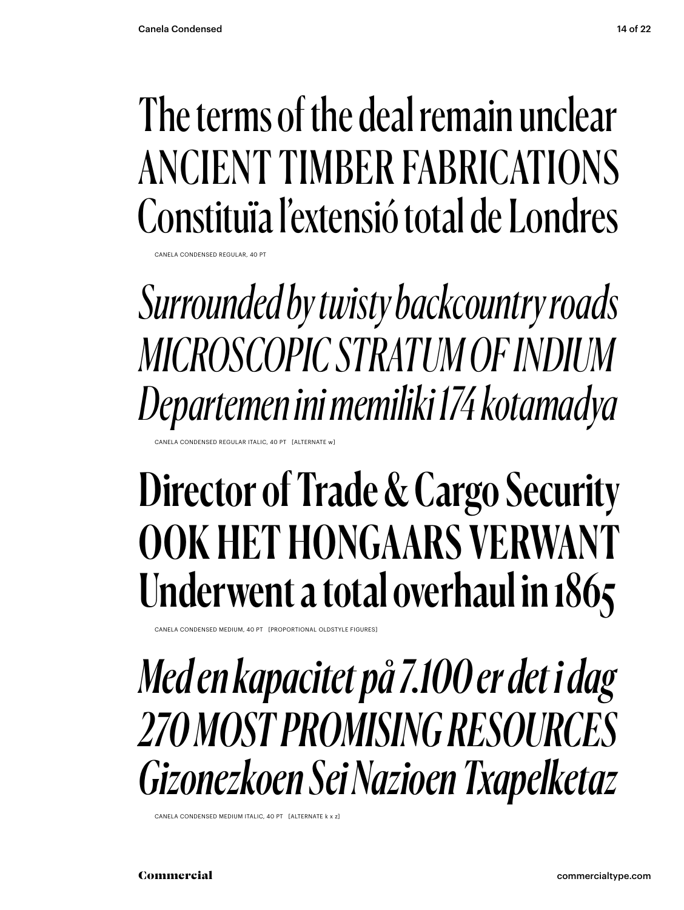The terms of the deal remain unclear
ANCIENT TIMBER FABRICATIONS
Constituïa l'extensió total de Londres

CANELA CONDENSED REGULAR, 40 PT

*Surrounded by twisty backcountry roads*
*MICROSCOPIC STRATUM OF INDIUM*
*Departemen ini memiliki 174 kotamadya*

CANELA CONDENSED REGULAR ITALIC, 40 PT [ALTERNATE w]

**Director of Trade & Cargo Security**
**OOK HET HONGAARS VERWANT**
**Underwent a total overhaul in 1865**

CANELA CONDENSED MEDIUM, 40 PT [PROPORTIONAL OLDSTYLE FIGURES]

***Med en kapacitet på 7.100 er det i dag***
***270 MOST PROMISING RESOURCES***
***Gizonezkoen Sei Nazioen Txapelketaz***

CANELA CONDENSED MEDIUM ITALIC, 40 PT [ALTERNATE k x z]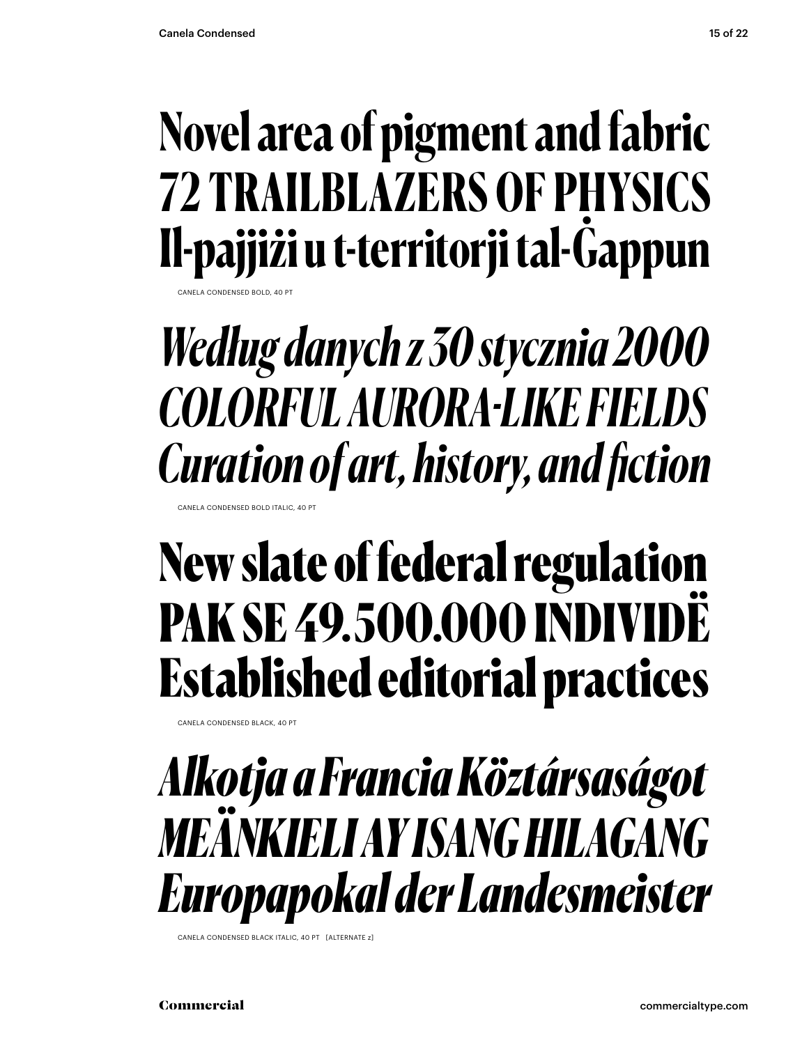Novel area of pigment and fabric
72 TRAILBLAZERS OF PHYSICS
Il-pajjiżi u t-territorji tal-Ġappun

CANELA CONDENSED BOLD, 40 PT

*Według danych z 30 stycznia 2000*
*COLORFUL AURORA-LIKE FIELDS*
*Curation of art, history, and fiction*

CANELA CONDENSED BOLD ITALIC, 40 PT

New slate of federal regulation
PAK SE 49.500.000 INDIVIDË
Established editorial practices

CANELA CONDENSED BLACK, 40 PT

*Alkotja a Francia Köztársaságot*
*MEÄNKIELI AY ISANG HILAGANG*
*Europapokal der Landesmeister*

CANELA CONDENSED BLACK ITALIC, 40 PT [ALTERNATE z]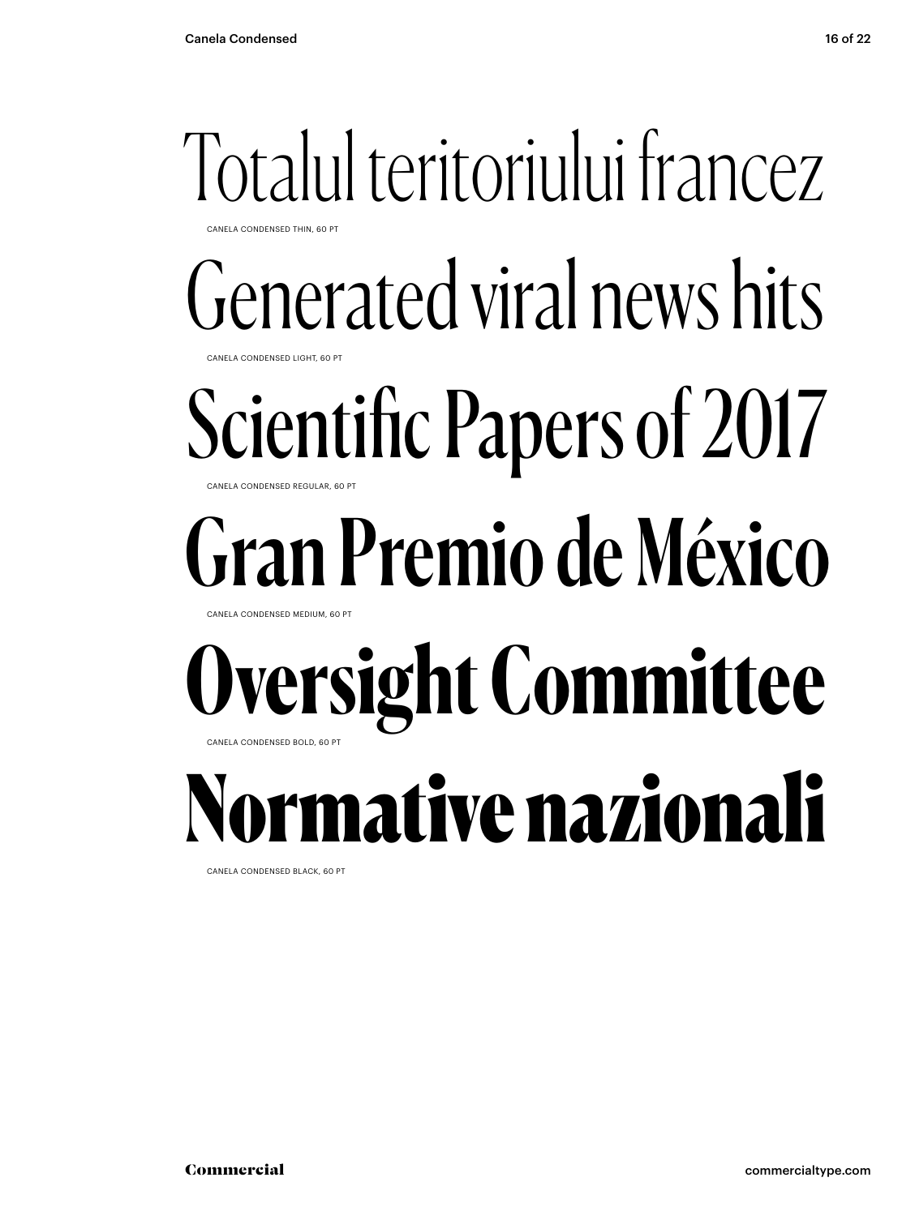# Totalul teritoriului francez

CANELA CONDENSED THIN, 60 PT

# Generated viral news hits

CANELA CONDENSED LIGHT, 60 PT

# Scientific Papers of 2017

CANELA CONDENSED REGULAR, 60 PT

# Gran Premio de México

CANELA CONDENSED MEDIUM, 60 PT

# Oversight Committee

CANELA CONDENSED BOLD, 60 PT

# Normative nazionali

CANELA CONDENSED BLACK, 60 PT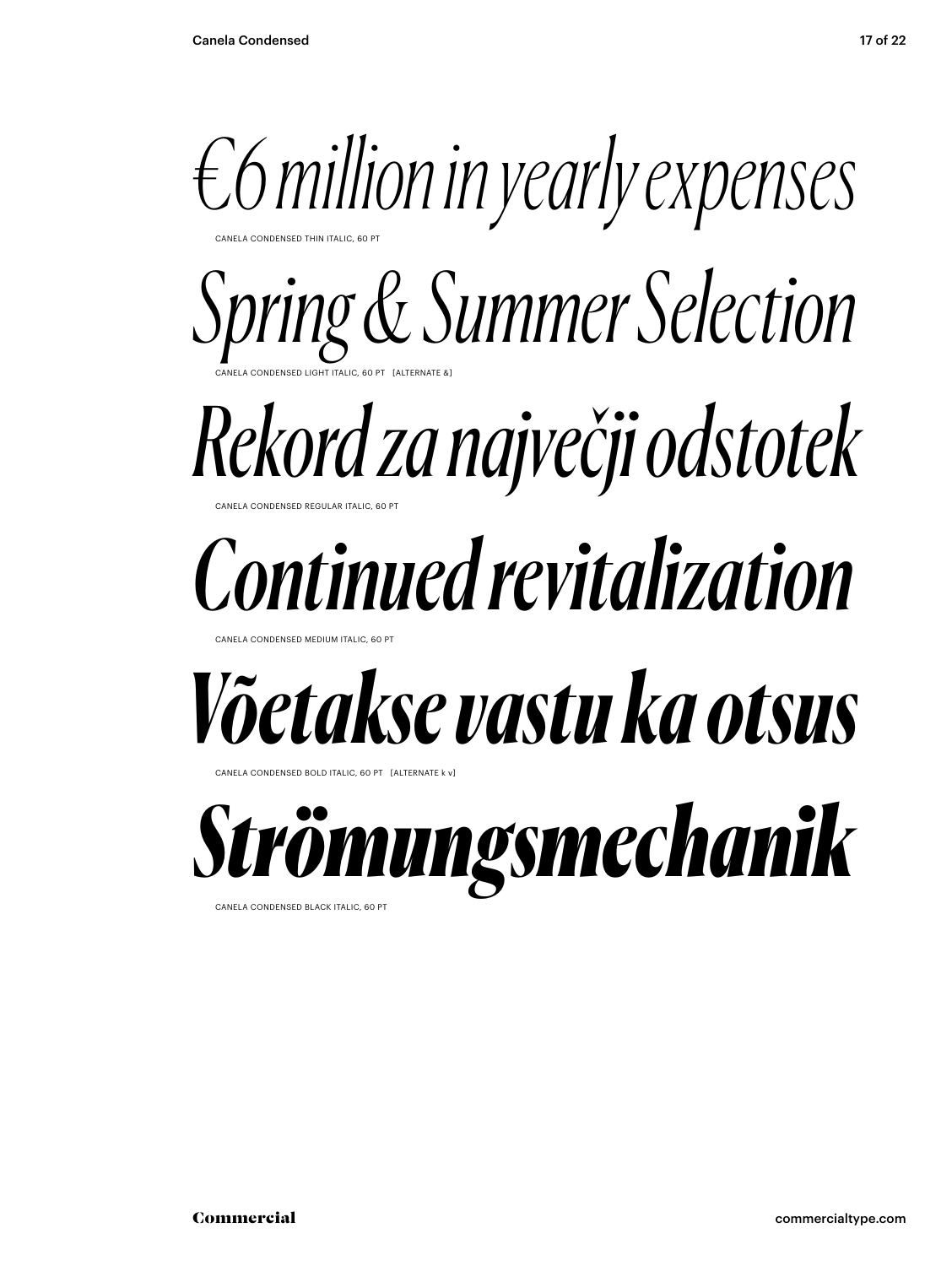*€6 million in yearly expenses*

CANELA CONDENSED THIN ITALIC, 60 PT

*Spring & Summer Selection*

CANELA CONDENSED LIGHT ITALIC, 60 PT [ALTERNATE &]

*Rekord za največji odstotek*

CANELA CONDENSED REGULAR ITALIC, 60 PT

*Continued revitalization*

CANELA CONDENSED MEDIUM ITALIC, 60 PT

***Võetakse vastu ka otsus***

CANELA CONDENSED BOLD ITALIC, 60 PT [ALTERNATE k v]

***Strömungsmechanik***

CANELA CONDENSED BLACK ITALIC, 60 PT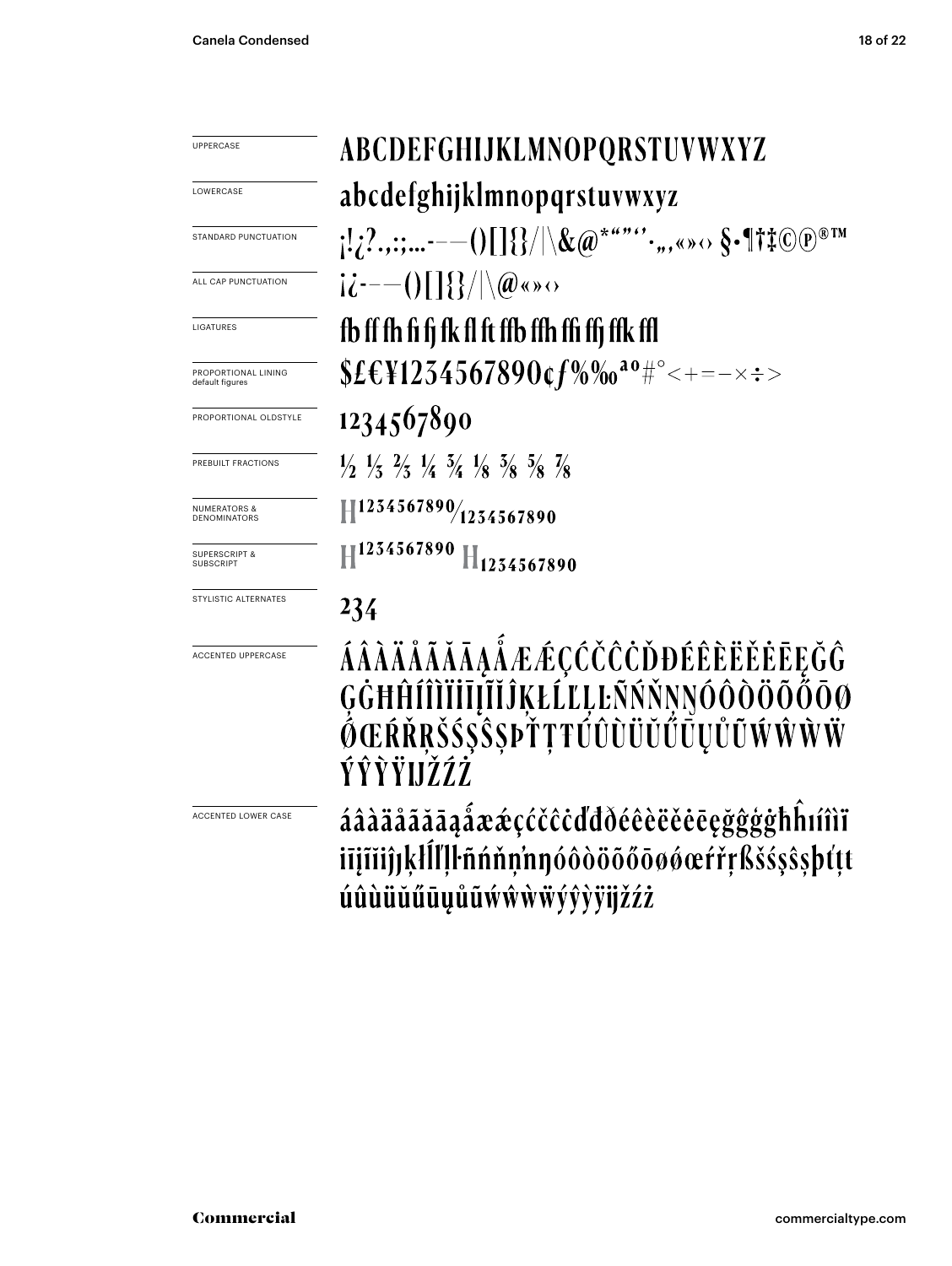| | |
|---|---|
| UPPERCASE | ABCDEFGHIJKLMNOPQRSTUVWXYZ |
| LOWERCASE | abcdefghijklmnopqrstuvwxyz |
| STANDARD PUNCTUATION | ¡!¿?.,:;...‐–—()[]{}/\|\&@*"""''·„‚«»‹› §•¶†‡©℗®™ |
| ALL CAP PUNCTUATION | ¡¿‐–—()[]{}/\|\@«»‹› |
| LIGATURES | fb ff fh fi fj fk fl ft ffb ffh ffi ffj ffk ffl |
| PROPORTIONAL LINING default figures | $£€¥1234567890¢ƒ%‰ªº#°<+=−×÷> |
| PROPORTIONAL OLDSTYLE | 1234567890 |
| PREBUILT FRACTIONS | ½ ⅓ ⅔ ¼ ¾ ⅛ ⅜ ⅝ ⅞ |
| NUMERATORS & DENOMINATORS | H1234567890/1234567890 |
| SUPERSCRIPT & SUBSCRIPT | H1234567890 H1234567890 |
| STYLISTIC ALTERNATES | 234 |
| ACCENTED UPPERCASE | ÁÂÀÄÅÃĂĀĄǺÆǼÇĆČĈĊĎĐÉÊÈËĚĖĒĘĞĜĢĠĦĤÍÎÌÏİĪĮĨĬĴĶŁĹĽĻĿÑŃŇŅŊÓÔÒÖÕŐŌØǾŒŔŘŖŠŚŞŜȘÞŤŢŦÚÛÙÜŬŰŪŲŮŨẂŴẀẄÝŶỲŸĲŽŹŻ |
| ACCENTED LOWER CASE | áâàäåãăāąǻæǽçćčĉċďđðéêèëěėēęğĝģġħĥıíîìïīįĩĭȷĵķłĺľļŀñńňņŉŋóôòöõőōøǿœŕřŗßšśşŝșþťţŧúûùüŭűūųůũẃŵẁẅýŷỳÿĳžźż |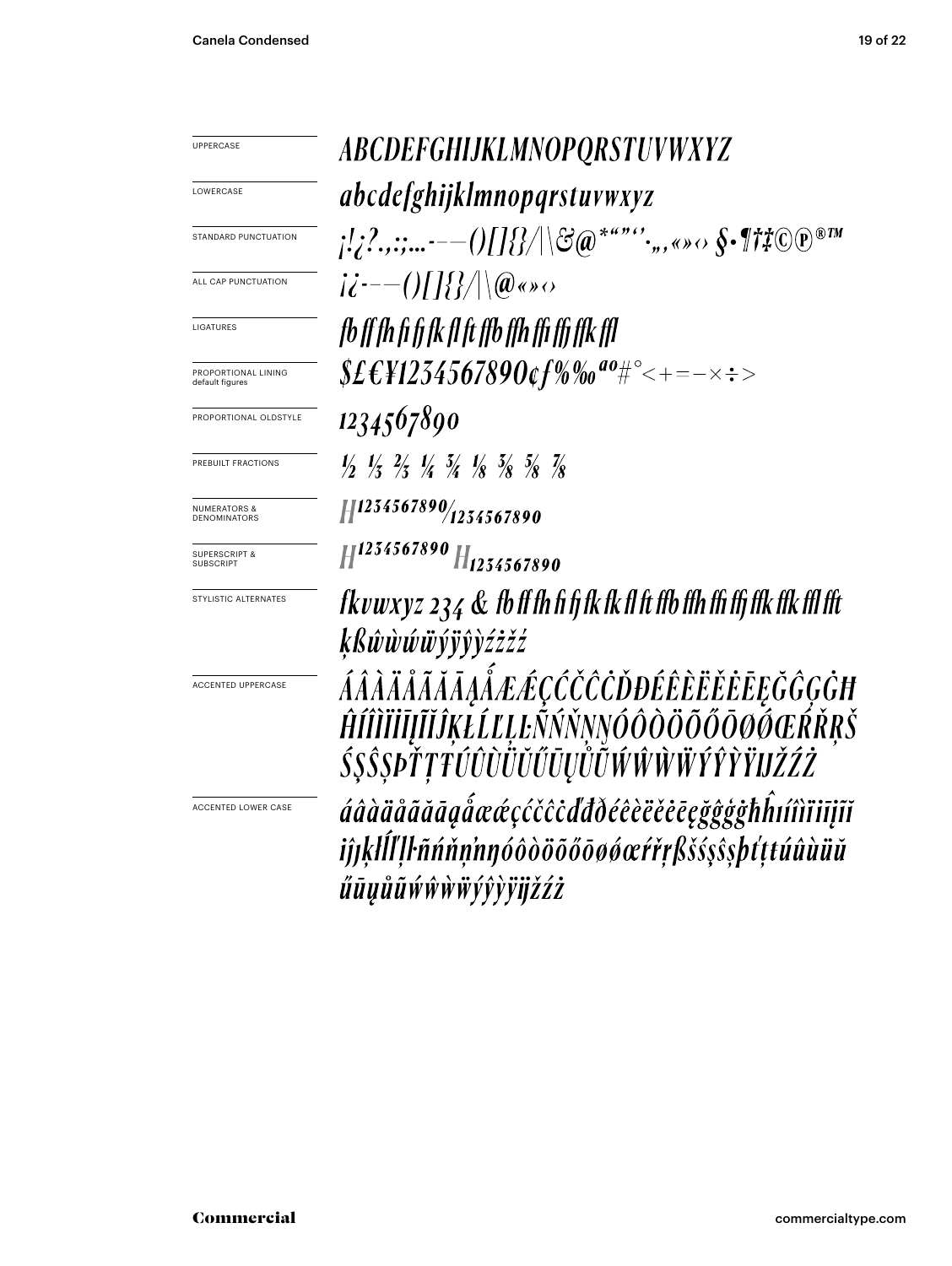| | |
|---|---|
| UPPERCASE | *ABCDEFGHIJKLMNOPQRSTUVWXYZ* |
| LOWERCASE | *abcdefghijklmnopqrstuvwxyz* |
| STANDARD PUNCTUATION | *¡!¿?.,:;...-–—()[]{}/\|\&@*"""''·„‚«»‹› §•¶†‡©℗®™* |
| ALL CAP PUNCTUATION | *¡¿-–—()[]{}/\|\@«»‹›* |
| LIGATURES | *fb ff fh fi fj fk fl ft ffb ffh ffi ffj ffk ffl* |
| PROPORTIONAL LINING default figures | *$£€¥1234567890¢ƒ%‰ªº#°<+=−×÷>* |
| PROPORTIONAL OLDSTYLE | *1234567890* |
| PREBUILT FRACTIONS | *½ ⅓ ⅔ ¼ ¾ ⅛ ⅜ ⅝ ⅞* |
| NUMERATORS & DENOMINATORS | *H1234567890/1234567890* |
| SUPERSCRIPT & SUBSCRIPT | *H1234567890 H1234567890* |
| STYLISTIC ALTERNATES | *fkvwxyz 234 & fb ff fh fi fj fk fk fl ft ffb ffh ffi ffj ffk ffk ffl fft ķßŵẁẃẅýÿŷỳźżžź* |
| ACCENTED UPPERCASE | *ÁÂÀÄÅÃĂĀĄǺÆǼÇĆČĈĊĎĐÉÊÈËĚĖĒĘĞĜĢĠĦĤÍÎÌÏĪĮĨĬĴĶŁĹĽĻĿÑŃŇŅŊÓÔÒÖÕŐŌØǾŒŔŘŖŠŚŞŜȘÞŤŢŦÚÛÙÜŬŰŪŲŮŨẂŴẀẄÝŶỲŸĲŽŹŻ* |
| ACCENTED LOWER CASE | *áâàäåãăāąǻæǽçćčĉċďđðéêèëěėēęğĝģġħĥıíîìïīįĩĭȷĵķłĺľļŀñńňņŉŋóôòöõőōøǿœŕřŗßšśşŝșþťţŧúûùüŭűūųůũẃŵẁẅýŷỳÿĳžźż* |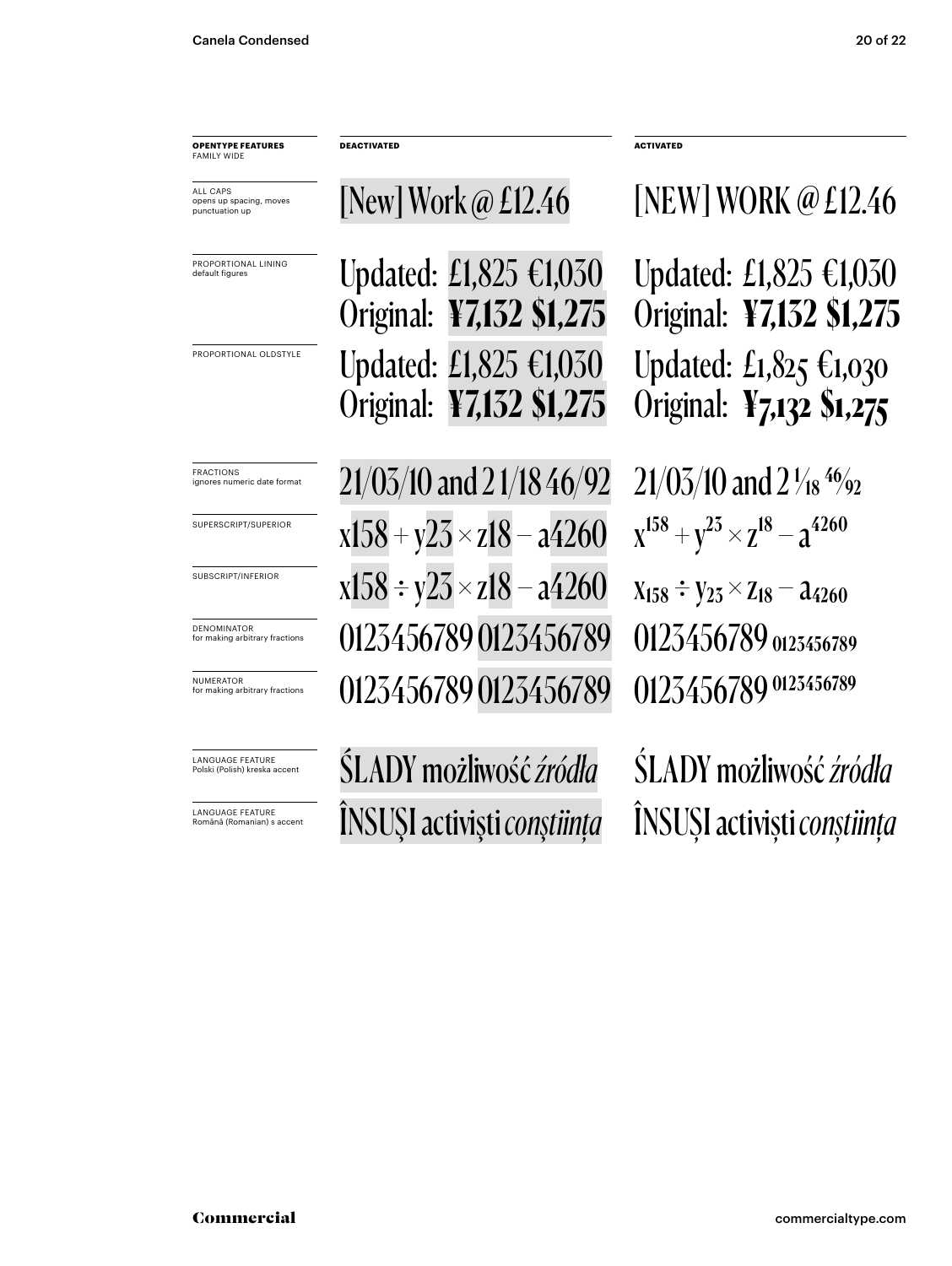| OPENTYPE FEATURES FAMILY WIDE | DEACTIVATED | ACTIVATED |
| --- | --- | --- |
| ALL CAPS opens up spacing, moves punctuation up | [New] Work @ £12.46 | [NEW] WORK @ £12.46 |
| PROPORTIONAL LINING default figures | Updated: £1,825 €1,030 Original: **¥7,132 $1,275** | Updated: £1,825 €1,030 Original: **¥7,132 $1,275** |
| PROPORTIONAL OLDSTYLE | Updated: £1,825 €1,030 Original: **¥7,132 $1,275** | Updated: £1,825 €1,030 Original: **¥7,132 $1,275** |
| FRACTIONS ignores numeric date format | 21/03/10 and 2 1/18 46/92 | 21/03/10 and 2 1/18 46/92 |
| SUPERSCRIPT/SUPERIOR | x158 + y23 × z18 – a4260 | $x^{158} + y^{23} \times z^{18} - a^{4260}$ |
| SUBSCRIPT/INFERIOR | x158 ÷ y23 × z18 – a4260 | $x_{158} \div y_{23} \times z_{18} - a_{4260}$ |
| DENOMINATOR for making arbitrary fractions | 0123456789 0123456789 | 0123456789 $_{0123456789}$ |
| NUMERATOR for making arbitrary fractions | 0123456789 0123456789 | 0123456789 $^{0123456789}$ |
| LANGUAGE FEATURE Polski (Polish) kreska accent | ŚLADY możliwość *źródła* | ŚLADY możliwość *źródła* |
| LANGUAGE FEATURE Română (Romanian) s accent | ÎNSUŞI activişti *conştiinţa* | ÎNSUȘI activiști *conștiința* |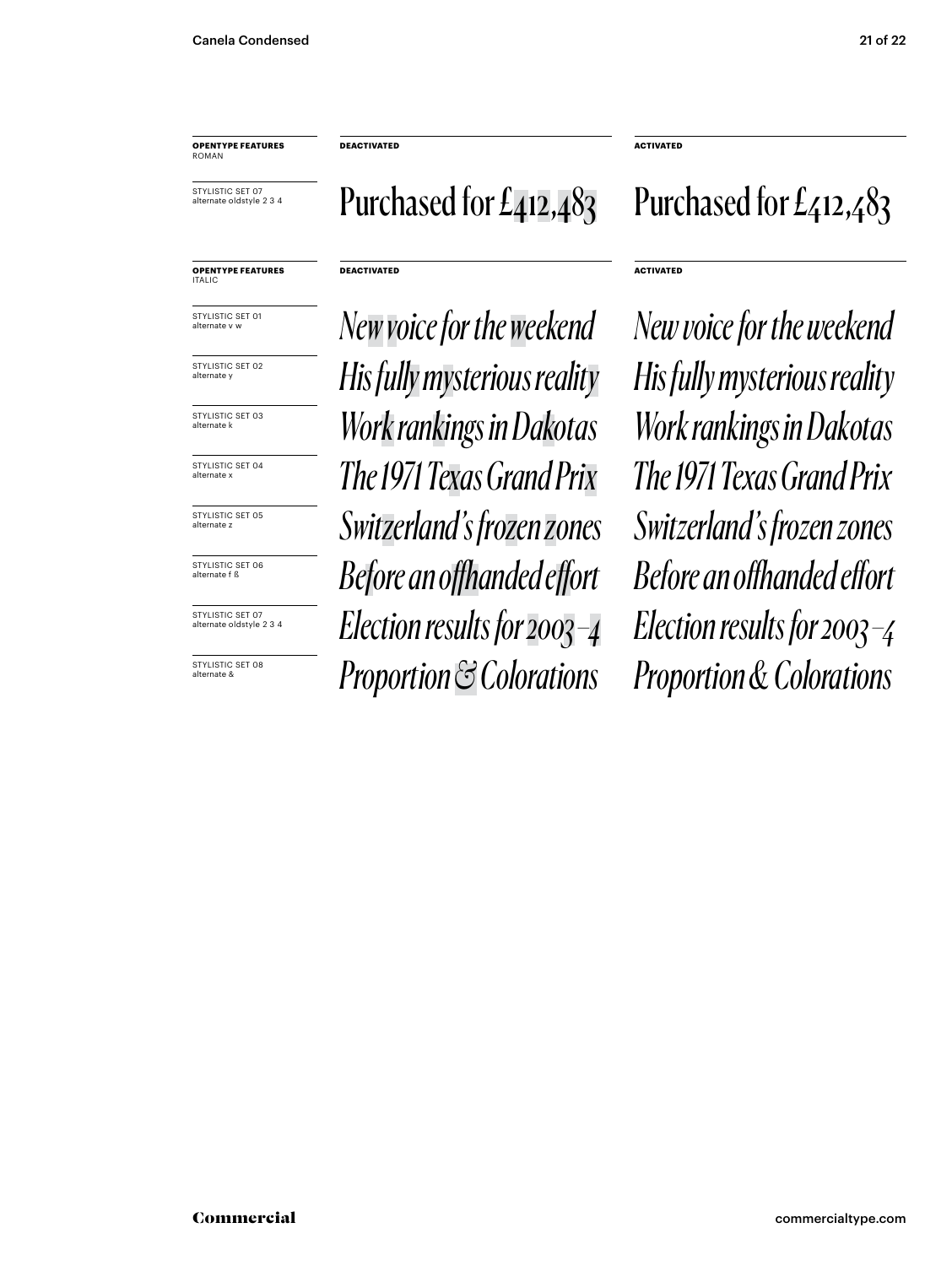| **OPENTYPE FEATURES** ROMAN | **DEACTIVATED** | **ACTIVATED** |
|---|---|---|
| STYLISTIC SET 07 alternate oldstyle 2 3 4 | Purchased for £412,483 | Purchased for £412,483 |

| **OPENTYPE FEATURES** ITALIC | **DEACTIVATED** | **ACTIVATED** |
|---|---|---|
| STYLISTIC SET 01 alternate v w | *New voice for the weekend* | *New voice for the weekend* |
| STYLISTIC SET 02 alternate y | *His fully mysterious reality* | *His fully mysterious reality* |
| STYLISTIC SET 03 alternate k | *Work rankings in Dakotas* | *Work rankings in Dakotas* |
| STYLISTIC SET 04 alternate x | *The 1971 Texas Grand Prix* | *The 1971 Texas Grand Prix* |
| STYLISTIC SET 05 alternate z | *Switzerland's frozen zones* | *Switzerland's frozen zones* |
| STYLISTIC SET 06 alternate f ß | *Before an offhanded effort* | *Before an offhanded effort* |
| STYLISTIC SET 07 alternate oldstyle 2 3 4 | *Election results for 2003–4* | *Election results for 2003–4* |
| STYLISTIC SET 08 alternate & | *Proportion & Colorations* | *Proportion & Colorations* |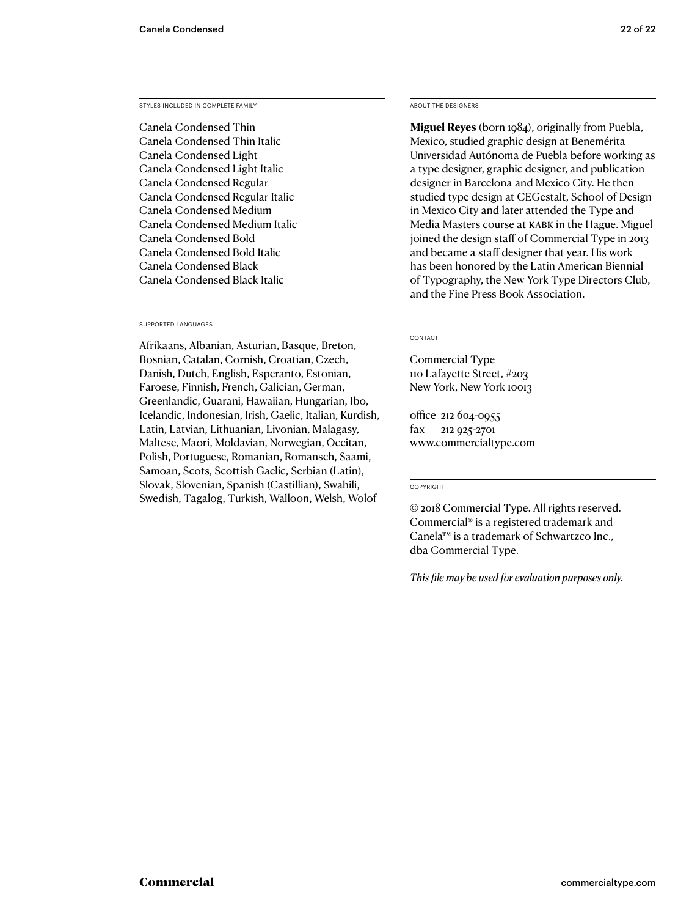## STYLES INCLUDED IN COMPLETE FAMILY

Canela Condensed Thin
Canela Condensed Thin Italic
Canela Condensed Light
Canela Condensed Light Italic
Canela Condensed Regular
Canela Condensed Regular Italic
Canela Condensed Medium
Canela Condensed Medium Italic
Canela Condensed Bold
Canela Condensed Bold Italic
Canela Condensed Black
Canela Condensed Black Italic

## SUPPORTED LANGUAGES

Afrikaans, Albanian, Asturian, Basque, Breton, Bosnian, Catalan, Cornish, Croatian, Czech, Danish, Dutch, English, Esperanto, Estonian, Faroese, Finnish, French, Galician, German, Greenlandic, Guarani, Hawaiian, Hungarian, Ibo, Icelandic, Indonesian, Irish, Gaelic, Italian, Kurdish, Latin, Latvian, Lithuanian, Livonian, Malagasy, Maltese, Maori, Moldavian, Norwegian, Occitan, Polish, Portuguese, Romanian, Romansch, Saami, Samoan, Scots, Scottish Gaelic, Serbian (Latin), Slovak, Slovenian, Spanish (Castillian), Swahili, Swedish, Tagalog, Turkish, Walloon, Welsh, Wolof

## ABOUT THE DESIGNERS

**Miguel Reyes** (born 1984), originally from Puebla, Mexico, studied graphic design at Benemérita Universidad Autónoma de Puebla before working as a type designer, graphic designer, and publication designer in Barcelona and Mexico City. He then studied type design at CEGestalt, School of Design in Mexico City and later attended the Type and Media Masters course at KABK in the Hague. Miguel joined the design staff of Commercial Type in 2013 and became a staff designer that year. His work has been honored by the Latin American Biennial of Typography, the New York Type Directors Club, and the Fine Press Book Association.

## CONTACT

Commercial Type
110 Lafayette Street, #203
New York, New York 10013

office 212 604-0955
fax 212 925-2701
www.commercialtype.com

## COPYRIGHT

© 2018 Commercial Type. All rights reserved. Commercial® is a registered trademark and Canela™ is a trademark of Schwartzco Inc., dba Commercial Type.

*This file may be used for evaluation purposes only.*